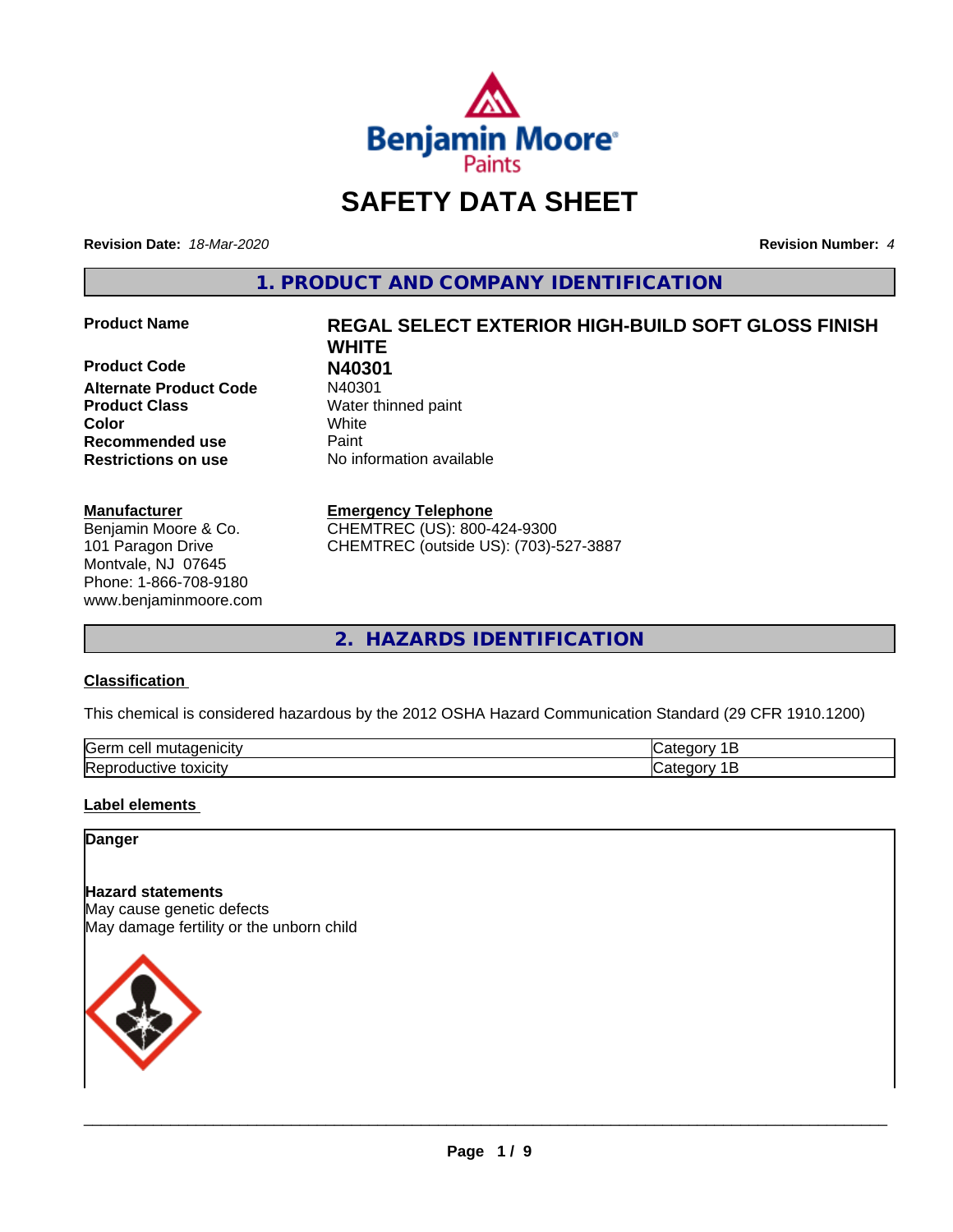# SAFETY DATA SHEET

**Revision Date:** *18-Mar-2020*

**Revision Number:** *4*

## 1. PRODUCT AND COMPANY IDENTIFICATION

| | |
|---|---|
| **Product Name** | **REGAL SELECT EXTERIOR HIGH-BUILD SOFT GLOSS FINISH WHITE** |
| **Product Code** | **N40301** |
| **Alternate Product Code** | N40301 |
| **Product Class** | Water thinned paint |
| **Color** | White |
| **Recommended use** | Paint |
| **Restrictions on use** | No information available |

**Manufacturer**
Benjamin Moore & Co.
101 Paragon Drive
Montvale, NJ 07645
Phone: 1-866-708-9180
www.benjaminmoore.com

**Emergency Telephone**
CHEMTREC (US): 800-424-9300
CHEMTREC (outside US): (703)-527-3887

## 2. HAZARDS IDENTIFICATION

### Classification

This chemical is considered hazardous by the 2012 OSHA Hazard Communication Standard (29 CFR 1910.1200)

| | |
|---|---|
| Germ cell mutagenicity | Category 1B |
| Reproductive toxicity | Category 1B |

### Label elements

**Danger**

**Hazard statements**
May cause genetic defects
May damage fertility or the unborn child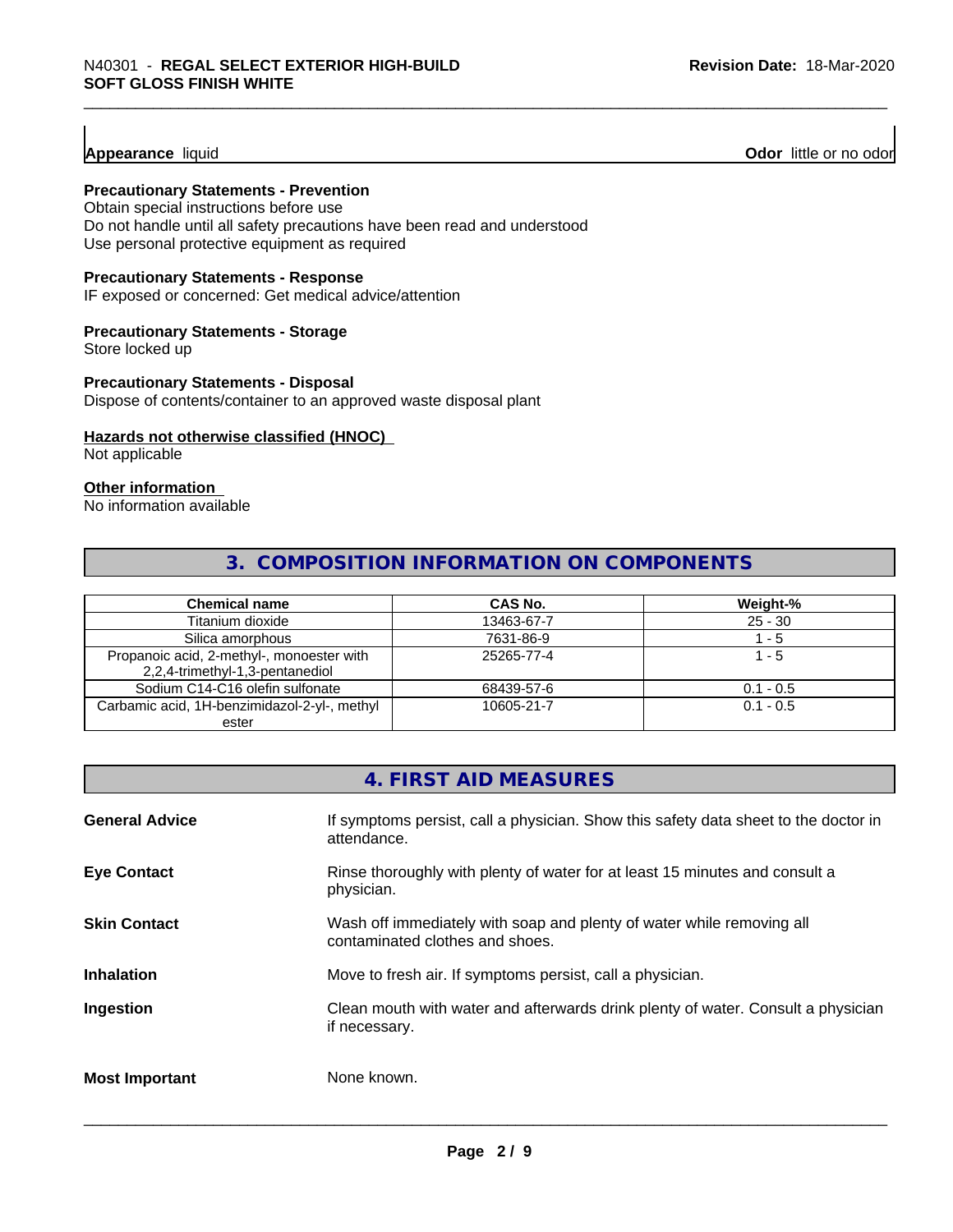**Appearance** liquid **Odor** little or no odor

**Precautionary Statements - Prevention**

Obtain special instructions before use
Do not handle until all safety precautions have been read and understood
Use personal protective equipment as required

**Precautionary Statements - Response**

IF exposed or concerned: Get medical advice/attention

**Precautionary Statements - Storage**

Store locked up

**Precautionary Statements - Disposal**

Dispose of contents/container to an approved waste disposal plant

**Hazards not otherwise classified (HNOC)**

Not applicable

**Other information**

No information available

## 3. COMPOSITION INFORMATION ON COMPONENTS

| Chemical name | CAS No. | Weight-% |
|---|---|---|
| Titanium dioxide | 13463-67-7 | 25 - 30 |
| Silica amorphous | 7631-86-9 | 1 - 5 |
| Propanoic acid, 2-methyl-, monoester with 2,2,4-trimethyl-1,3-pentanediol | 25265-77-4 | 1 - 5 |
| Sodium C14-C16 olefin sulfonate | 68439-57-6 | 0.1 - 0.5 |
| Carbamic acid, 1H-benzimidazol-2-yl-, methyl ester | 10605-21-7 | 0.1 - 0.5 |

## 4. FIRST AID MEASURES

**General Advice** If symptoms persist, call a physician. Show this safety data sheet to the doctor in attendance.

**Eye Contact** Rinse thoroughly with plenty of water for at least 15 minutes and consult a physician.

**Skin Contact** Wash off immediately with soap and plenty of water while removing all contaminated clothes and shoes.

**Inhalation** Move to fresh air. If symptoms persist, call a physician.

**Ingestion** Clean mouth with water and afterwards drink plenty of water. Consult a physician if necessary.

**Most Important** None known.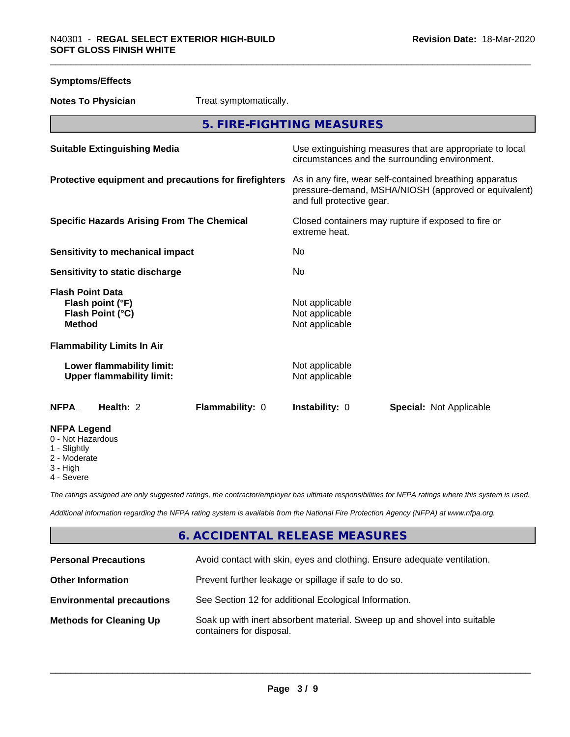**Symptoms/Effects**

**Notes To Physician** Treat symptomatically.

## 5. FIRE-FIGHTING MEASURES

| | |
|---|---|
| **Suitable Extinguishing Media** | Use extinguishing measures that are appropriate to local circumstances and the surrounding environment. |
| **Protective equipment and precautions for firefighters** | As in any fire, wear self-contained breathing apparatus pressure-demand, MSHA/NIOSH (approved or equivalent) and full protective gear. |
| **Specific Hazards Arising From The Chemical** | Closed containers may rupture if exposed to fire or extreme heat. |
| **Sensitivity to mechanical impact** | No |
| **Sensitivity to static discharge** | No |

**Flash Point Data**

| | |
|---|---|
| **Flash point (°F)** | Not applicable |
| **Flash Point (°C)** | Not applicable |
| **Method** | Not applicable |

**Flammability Limits In Air**

| | |
|---|---|
| **Lower flammability limit:** | Not applicable |
| **Upper flammability limit:** | Not applicable |

| **NFPA** | **Health:** 2 | **Flammability:** 0 | **Instability:** 0 | **Special:** Not Applicable |
|---|---|---|---|---|

**NFPA Legend**
- 0 - Not Hazardous
- 1 - Slightly
- 2 - Moderate
- 3 - High
- 4 - Severe

*The ratings assigned are only suggested ratings, the contractor/employer has ultimate responsibilities for NFPA ratings where this system is used.*

*Additional information regarding the NFPA rating system is available from the National Fire Protection Agency (NFPA) at www.nfpa.org.*

## 6. ACCIDENTAL RELEASE MEASURES

| | |
|---|---|
| **Personal Precautions** | Avoid contact with skin, eyes and clothing. Ensure adequate ventilation. |
| **Other Information** | Prevent further leakage or spillage if safe to do so. |
| **Environmental precautions** | See Section 12 for additional Ecological Information. |
| **Methods for Cleaning Up** | Soak up with inert absorbent material. Sweep up and shovel into suitable containers for disposal. |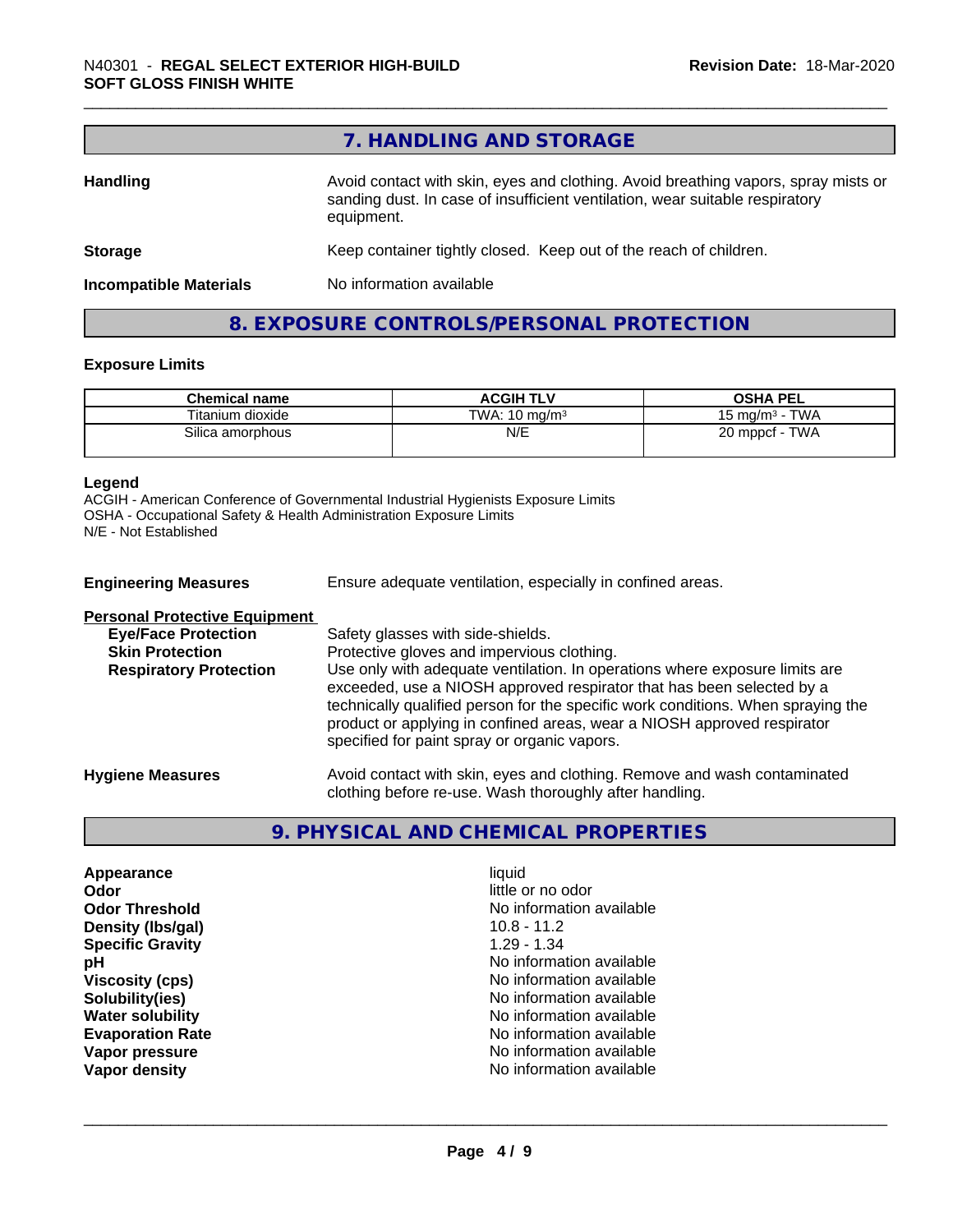## 7. HANDLING AND STORAGE

**Handling** Avoid contact with skin, eyes and clothing. Avoid breathing vapors, spray mists or sanding dust. In case of insufficient ventilation, wear suitable respiratory equipment.

**Storage** Keep container tightly closed. Keep out of the reach of children.

**Incompatible Materials** No information available

## 8. EXPOSURE CONTROLS/PERSONAL PROTECTION

### Exposure Limits

| Chemical name | ACGIH TLV | OSHA PEL |
|---|---|---|
| Titanium dioxide | TWA: 10 mg/m³ | 15 mg/m³ - TWA |
| Silica amorphous | N/E | 20 mppcf - TWA |

**Legend**
ACGIH - American Conference of Governmental Industrial Hygienists Exposure Limits
OSHA - Occupational Safety & Health Administration Exposure Limits
N/E - Not Established

**Engineering Measures** Ensure adequate ventilation, especially in confined areas.

**Personal Protective Equipment**

**Eye/Face Protection** Safety glasses with side-shields.

**Skin Protection** Protective gloves and impervious clothing.

**Respiratory Protection** Use only with adequate ventilation. In operations where exposure limits are exceeded, use a NIOSH approved respirator that has been selected by a technically qualified person for the specific work conditions. When spraying the product or applying in confined areas, wear a NIOSH approved respirator specified for paint spray or organic vapors.

**Hygiene Measures** Avoid contact with skin, eyes and clothing. Remove and wash contaminated clothing before re-use. Wash thoroughly after handling.

## 9. PHYSICAL AND CHEMICAL PROPERTIES

| | |
|---|---|
| **Appearance** | liquid |
| **Odor** | little or no odor |
| **Odor Threshold** | No information available |
| **Density (lbs/gal)** | 10.8 - 11.2 |
| **Specific Gravity** | 1.29 - 1.34 |
| **pH** | No information available |
| **Viscosity (cps)** | No information available |
| **Solubility(ies)** | No information available |
| **Water solubility** | No information available |
| **Evaporation Rate** | No information available |
| **Vapor pressure** | No information available |
| **Vapor density** | No information available |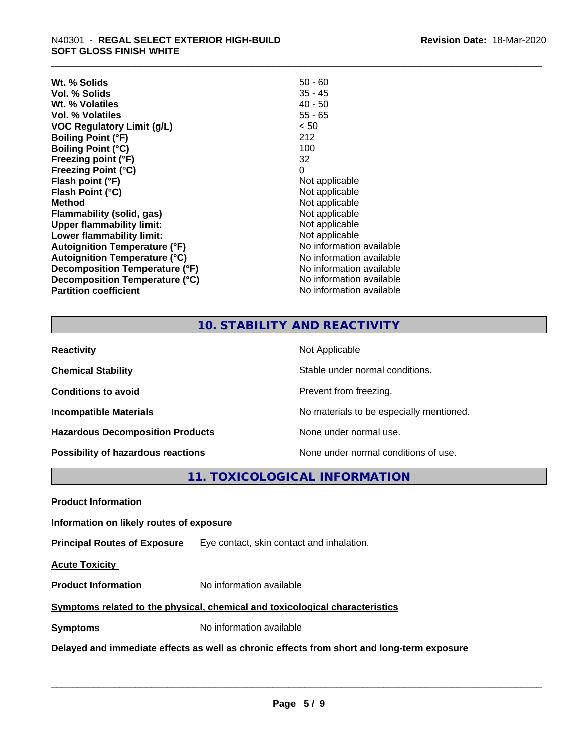| | |
|---|---|
| **Wt. % Solids** | 50 - 60 |
| **Vol. % Solids** | 35 - 45 |
| **Wt. % Volatiles** | 40 - 50 |
| **Vol. % Volatiles** | 55 - 65 |
| **VOC Regulatory Limit (g/L)** | < 50 |
| **Boiling Point (°F)** | 212 |
| **Boiling Point (°C)** | 100 |
| **Freezing point (°F)** | 32 |
| **Freezing Point (°C)** | 0 |
| **Flash point (°F)** | Not applicable |
| **Flash Point (°C)** | Not applicable |
| **Method** | Not applicable |
| **Flammability (solid, gas)** | Not applicable |
| **Upper flammability limit:** | Not applicable |
| **Lower flammability limit:** | Not applicable |
| **Autoignition Temperature (°F)** | No information available |
| **Autoignition Temperature (°C)** | No information available |
| **Decomposition Temperature (°F)** | No information available |
| **Decomposition Temperature (°C)** | No information available |
| **Partition coefficient** | No information available |

## 10. STABILITY AND REACTIVITY

| | |
|---|---|
| **Reactivity** | Not Applicable |
| **Chemical Stability** | Stable under normal conditions. |
| **Conditions to avoid** | Prevent from freezing. |
| **Incompatible Materials** | No materials to be especially mentioned. |
| **Hazardous Decomposition Products** | None under normal use. |
| **Possibility of hazardous reactions** | None under normal conditions of use. |

## 11. TOXICOLOGICAL INFORMATION

**Product Information**

**Information on likely routes of exposure**

**Principal Routes of Exposure** Eye contact, skin contact and inhalation.

**Acute Toxicity**

**Product Information** No information available

**Symptoms related to the physical, chemical and toxicological characteristics**

**Symptoms** No information available

**Delayed and immediate effects as well as chronic effects from short and long-term exposure**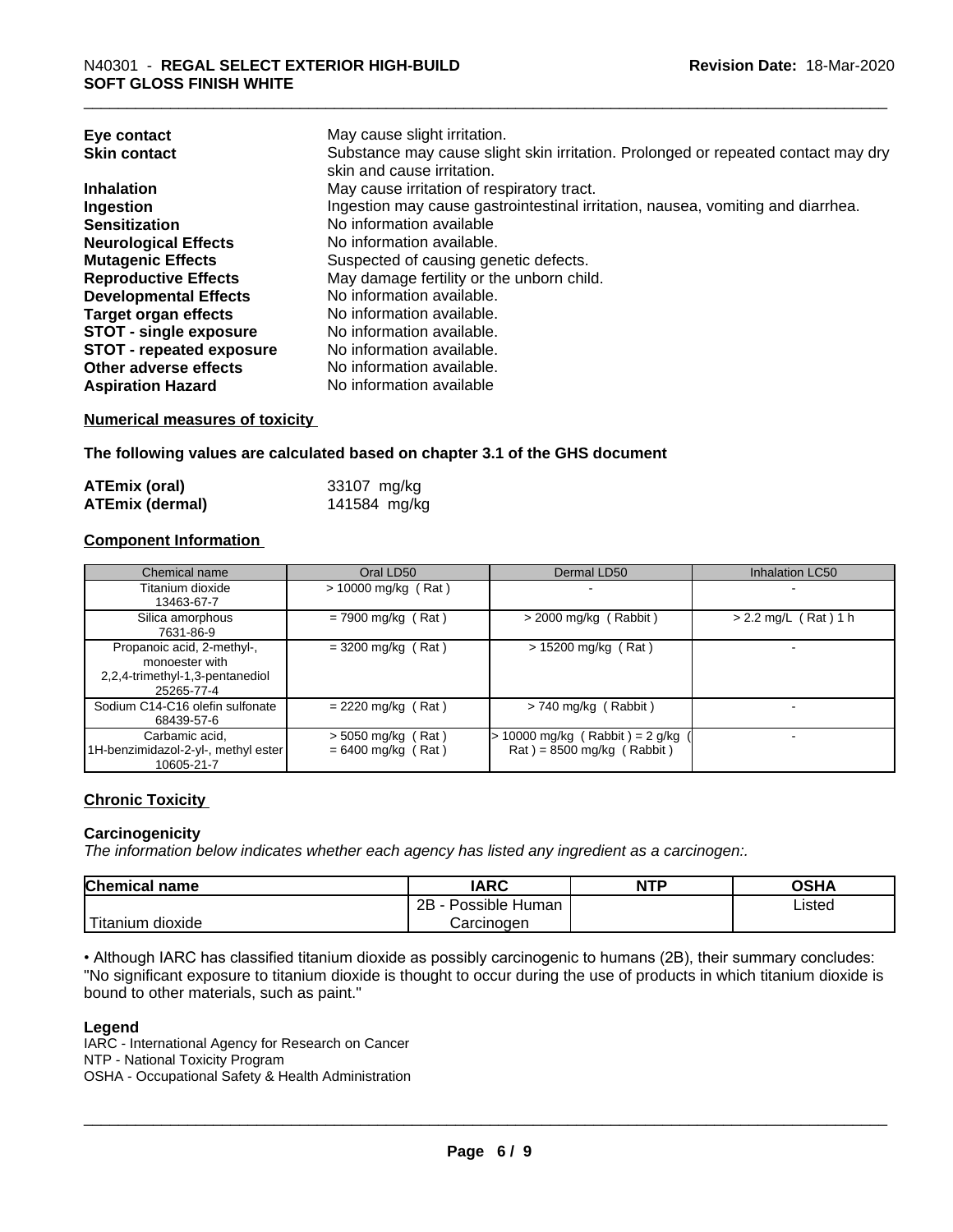| | |
|---|---|
| **Eye contact** | May cause slight irritation. |
| **Skin contact** | Substance may cause slight skin irritation. Prolonged or repeated contact may dry skin and cause irritation. |
| **Inhalation** | May cause irritation of respiratory tract. |
| **Ingestion** | Ingestion may cause gastrointestinal irritation, nausea, vomiting and diarrhea. |
| **Sensitization** | No information available |
| **Neurological Effects** | No information available. |
| **Mutagenic Effects** | Suspected of causing genetic defects. |
| **Reproductive Effects** | May damage fertility or the unborn child. |
| **Developmental Effects** | No information available. |
| **Target organ effects** | No information available. |
| **STOT - single exposure** | No information available. |
| **STOT - repeated exposure** | No information available. |
| **Other adverse effects** | No information available. |
| **Aspiration Hazard** | No information available |

**Numerical measures of toxicity**

**The following values are calculated based on chapter 3.1 of the GHS document**

| | |
|---|---|
| **ATEmix (oral)** | 33107 mg/kg |
| **ATEmix (dermal)** | 141584 mg/kg |

**Component Information**

| Chemical name | Oral LD50 | Dermal LD50 | Inhalation LC50 |
|---|---|---|---|
| Titanium dioxide<br>13463-67-7 | > 10000 mg/kg ( Rat ) | - | - |
| Silica amorphous<br>7631-86-9 | = 7900 mg/kg ( Rat ) | > 2000 mg/kg ( Rabbit ) | > 2.2 mg/L ( Rat ) 1 h |
| Propanoic acid, 2-methyl-, monoester with 2,2,4-trimethyl-1,3-pentanediol<br>25265-77-4 | = 3200 mg/kg ( Rat ) | > 15200 mg/kg ( Rat ) | - |
| Sodium C14-C16 olefin sulfonate<br>68439-57-6 | = 2220 mg/kg ( Rat ) | > 740 mg/kg ( Rabbit ) | - |
| Carbamic acid, 1H-benzimidazol-2-yl-, methyl ester<br>10605-21-7 | > 5050 mg/kg ( Rat )<br>= 6400 mg/kg ( Rat ) | > 10000 mg/kg ( Rabbit ) = 2 g/kg ( Rat ) = 8500 mg/kg ( Rabbit ) | - |

**Chronic Toxicity**

**Carcinogenicity**

*The information below indicates whether each agency has listed any ingredient as a carcinogen:.*

| Chemical name | IARC | NTP | OSHA |
|---|---|---|---|
| Titanium dioxide | 2B - Possible Human Carcinogen | | Listed |

• Although IARC has classified titanium dioxide as possibly carcinogenic to humans (2B), their summary concludes: "No significant exposure to titanium dioxide is thought to occur during the use of products in which titanium dioxide is bound to other materials, such as paint."

**Legend**

IARC - International Agency for Research on Cancer
NTP - National Toxicity Program
OSHA - Occupational Safety & Health Administration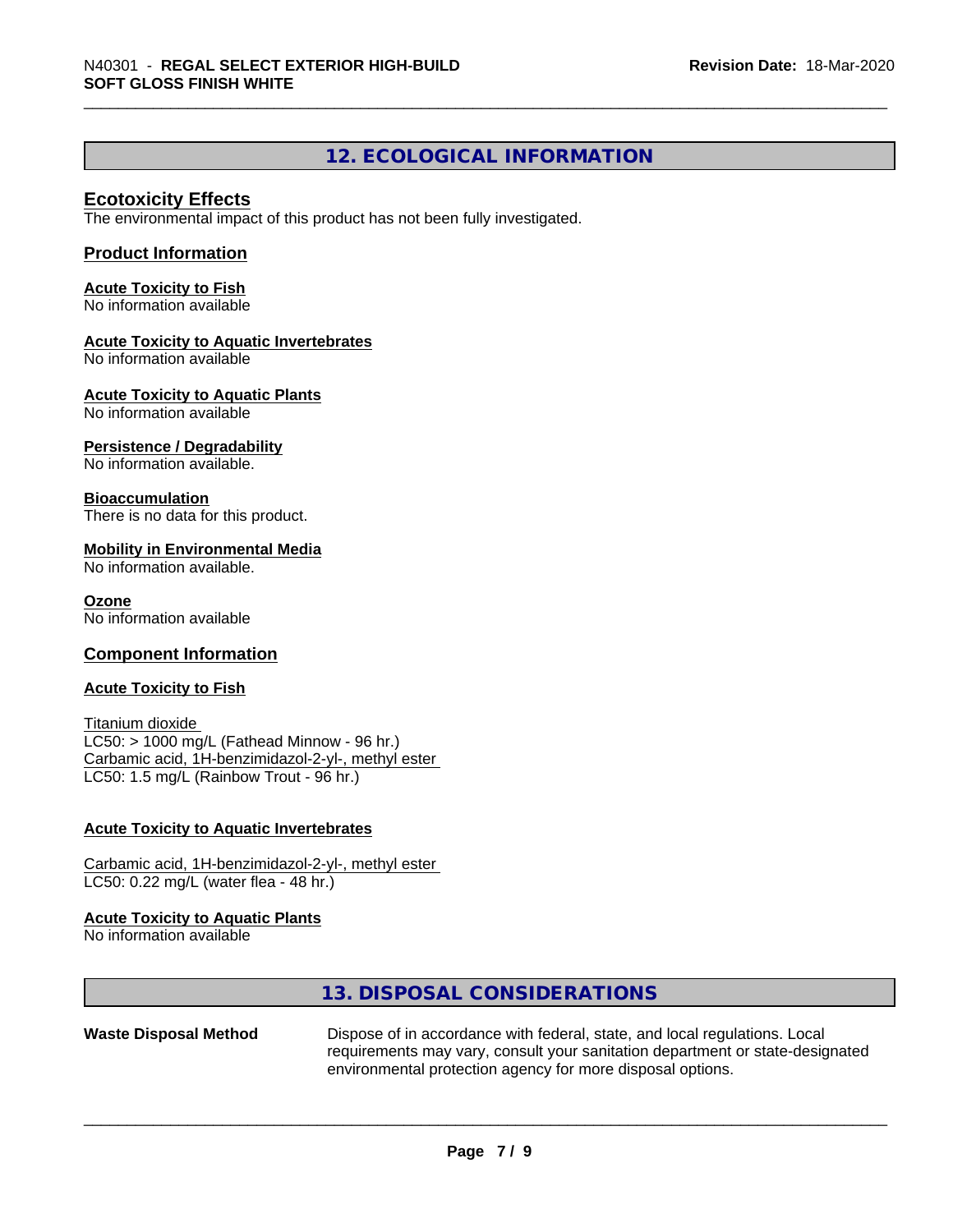## 12. ECOLOGICAL INFORMATION

### Ecotoxicity Effects

The environmental impact of this product has not been fully investigated.

### Product Information

**Acute Toxicity to Fish**
No information available

**Acute Toxicity to Aquatic Invertebrates**
No information available

**Acute Toxicity to Aquatic Plants**
No information available

**Persistence / Degradability**
No information available.

**Bioaccumulation**
There is no data for this product.

**Mobility in Environmental Media**
No information available.

**Ozone**
No information available

### Component Information

**Acute Toxicity to Fish**

Titanium dioxide
LC50: > 1000 mg/L (Fathead Minnow - 96 hr.)
Carbamic acid, 1H-benzimidazol-2-yl-, methyl ester
LC50: 1.5 mg/L (Rainbow Trout - 96 hr.)

**Acute Toxicity to Aquatic Invertebrates**

Carbamic acid, 1H-benzimidazol-2-yl-, methyl ester
LC50: 0.22 mg/L (water flea - 48 hr.)

**Acute Toxicity to Aquatic Plants**
No information available

## 13. DISPOSAL CONSIDERATIONS

**Waste Disposal Method** Dispose of in accordance with federal, state, and local regulations. Local requirements may vary, consult your sanitation department or state-designated environmental protection agency for more disposal options.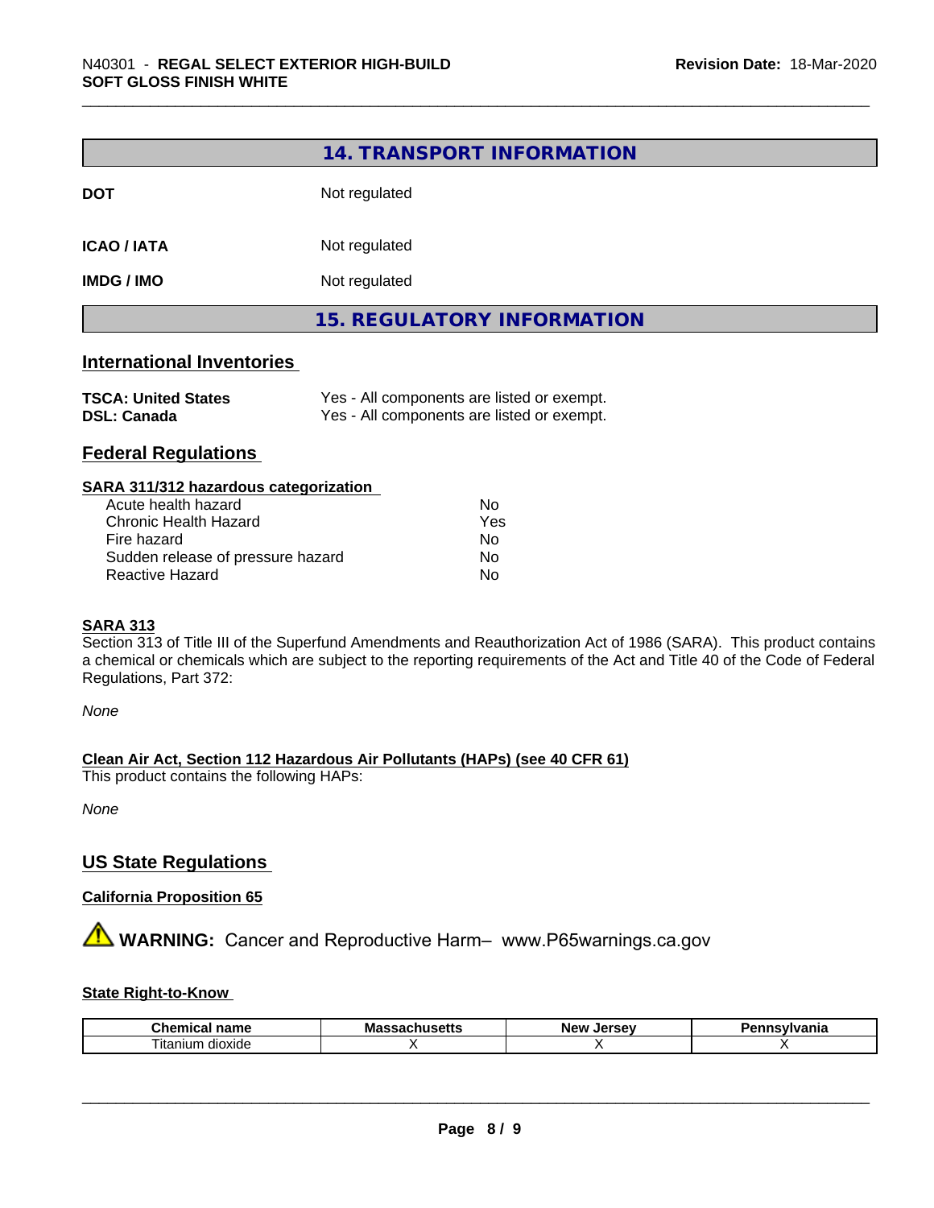## 14. TRANSPORT INFORMATION

| | |
|---|---|
| **DOT** | Not regulated |
| **ICAO / IATA** | Not regulated |
| **IMDG / IMO** | Not regulated |

## 15. REGULATORY INFORMATION

### International Inventories

| | |
|---|---|
| **TSCA: United States** | Yes - All components are listed or exempt. |
| **DSL: Canada** | Yes - All components are listed or exempt. |

### Federal Regulations

**SARA 311/312 hazardous categorization**

| | |
|---|---|
| Acute health hazard | No |
| Chronic Health Hazard | Yes |
| Fire hazard | No |
| Sudden release of pressure hazard | No |
| Reactive Hazard | No |

**SARA 313**

Section 313 of Title III of the Superfund Amendments and Reauthorization Act of 1986 (SARA). This product contains a chemical or chemicals which are subject to the reporting requirements of the Act and Title 40 of the Code of Federal Regulations, Part 372:

*None*

**Clean Air Act, Section 112 Hazardous Air Pollutants (HAPs) (see 40 CFR 61)**

This product contains the following HAPs:

*None*

### US State Regulations

**California Proposition 65**

⚠ **WARNING:** Cancer and Reproductive Harm– www.P65warnings.ca.gov

**State Right-to-Know**

| Chemical name | Massachusetts | New Jersey | Pennsylvania |
|---|---|---|---|
| Titanium dioxide | X | X | X |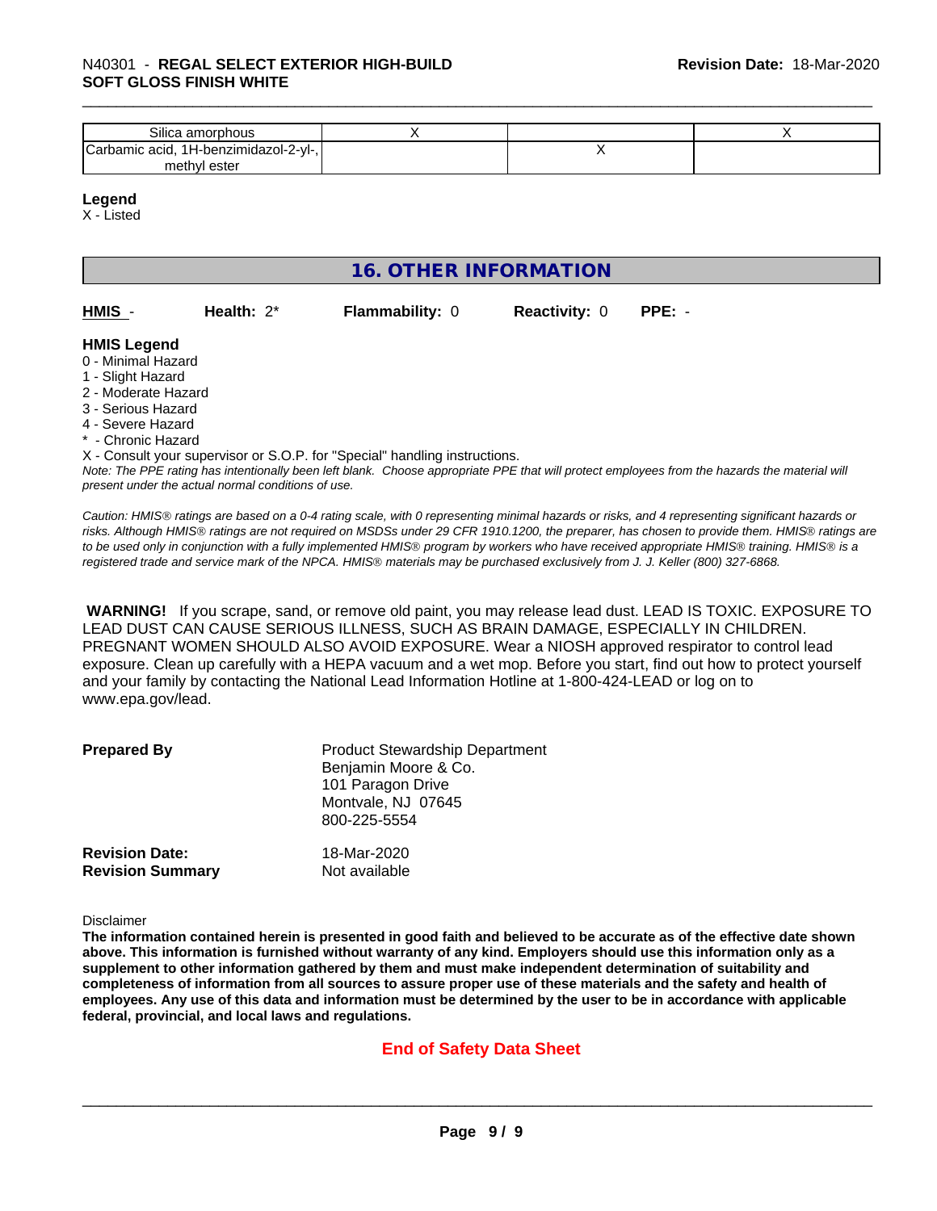| | | | |
|---|---|---|---|
| Silica amorphous | X | | X |
| Carbamic acid, 1H-benzimidazol-2-yl-, methyl ester | | X | |

**Legend**
X - Listed

## 16. OTHER INFORMATION

| HMIS - | Health: 2* | Flammability: 0 | Reactivity: 0 | PPE: - |
|---|---|---|---|---|

**HMIS Legend**
0 - Minimal Hazard
1 - Slight Hazard
2 - Moderate Hazard
3 - Serious Hazard
4 - Severe Hazard
* - Chronic Hazard
X - Consult your supervisor or S.O.P. for "Special" handling instructions.

*Note: The PPE rating has intentionally been left blank. Choose appropriate PPE that will protect employees from the hazards the material will present under the actual normal conditions of use.*

*Caution: HMIS® ratings are based on a 0-4 rating scale, with 0 representing minimal hazards or risks, and 4 representing significant hazards or risks. Although HMIS® ratings are not required on MSDSs under 29 CFR 1910.1200, the preparer, has chosen to provide them. HMIS® ratings are to be used only in conjunction with a fully implemented HMIS® program by workers who have received appropriate HMIS® training. HMIS® is a registered trade and service mark of the NPCA. HMIS® materials may be purchased exclusively from J. J. Keller (800) 327-6868.*

**WARNING!** If you scrape, sand, or remove old paint, you may release lead dust. LEAD IS TOXIC. EXPOSURE TO LEAD DUST CAN CAUSE SERIOUS ILLNESS, SUCH AS BRAIN DAMAGE, ESPECIALLY IN CHILDREN. PREGNANT WOMEN SHOULD ALSO AVOID EXPOSURE. Wear a NIOSH approved respirator to control lead exposure. Clean up carefully with a HEPA vacuum and a wet mop. Before you start, find out how to protect yourself and your family by contacting the National Lead Information Hotline at 1-800-424-LEAD or log on to www.epa.gov/lead.

**Prepared By**
Product Stewardship Department
Benjamin Moore & Co.
101 Paragon Drive
Montvale, NJ 07645
800-225-5554

**Revision Date:** 18-Mar-2020
**Revision Summary** Not available

Disclaimer
**The information contained herein is presented in good faith and believed to be accurate as of the effective date shown above. This information is furnished without warranty of any kind. Employers should use this information only as a supplement to other information gathered by them and must make independent determination of suitability and completeness of information from all sources to assure proper use of these materials and the safety and health of employees. Any use of this data and information must be determined by the user to be in accordance with applicable federal, provincial, and local laws and regulations.**

**End of Safety Data Sheet**